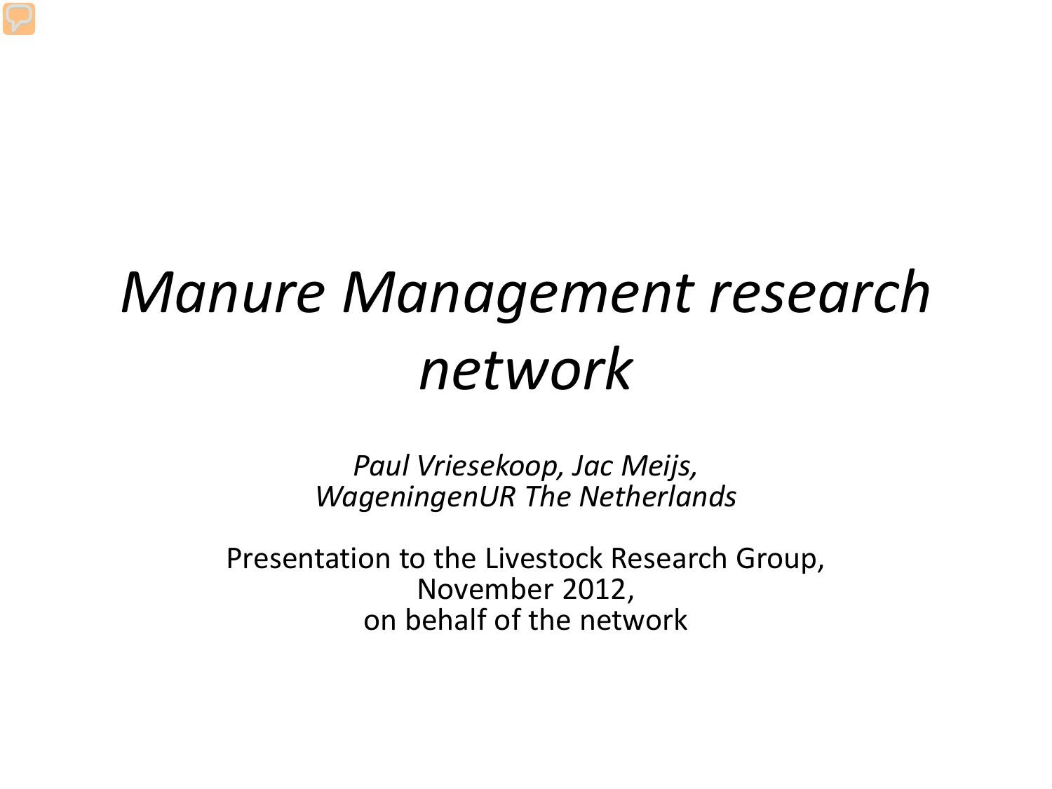# *Manure Management research network*

*Paul Vriesekoop, Jac Meijs,*
*WageningenUR The Netherlands*

Presentation to the Livestock Research Group,
November 2012,
on behalf of the network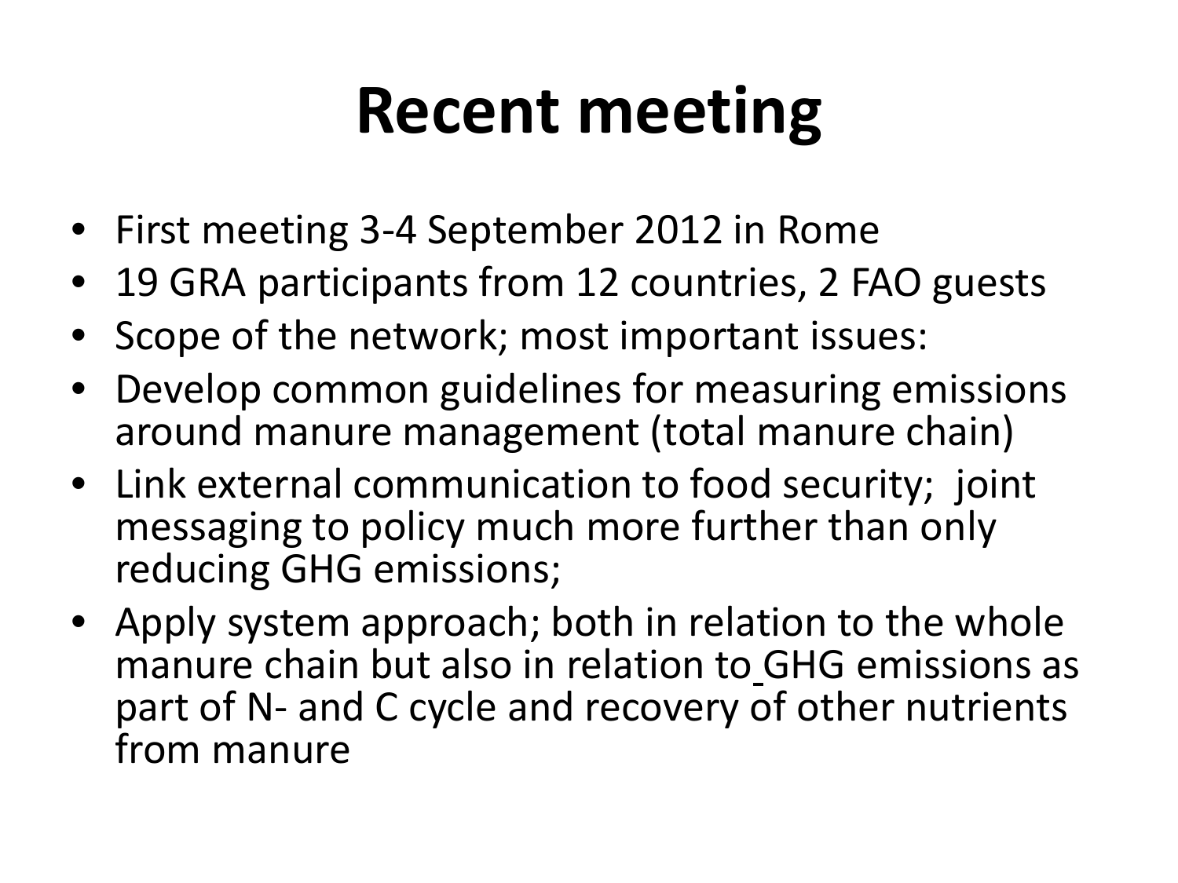# Recent meeting

- First meeting 3-4 September 2012 in Rome
- 19 GRA participants from 12 countries, 2 FAO guests
- Scope of the network; most important issues:
- Develop common guidelines for measuring emissions around manure management (total manure chain)
- Link external communication to food security; joint messaging to policy much more further than only reducing GHG emissions;
- Apply system approach; both in relation to the whole manure chain but also in relation to GHG emissions as part of N- and C cycle and recovery of other nutrients from manure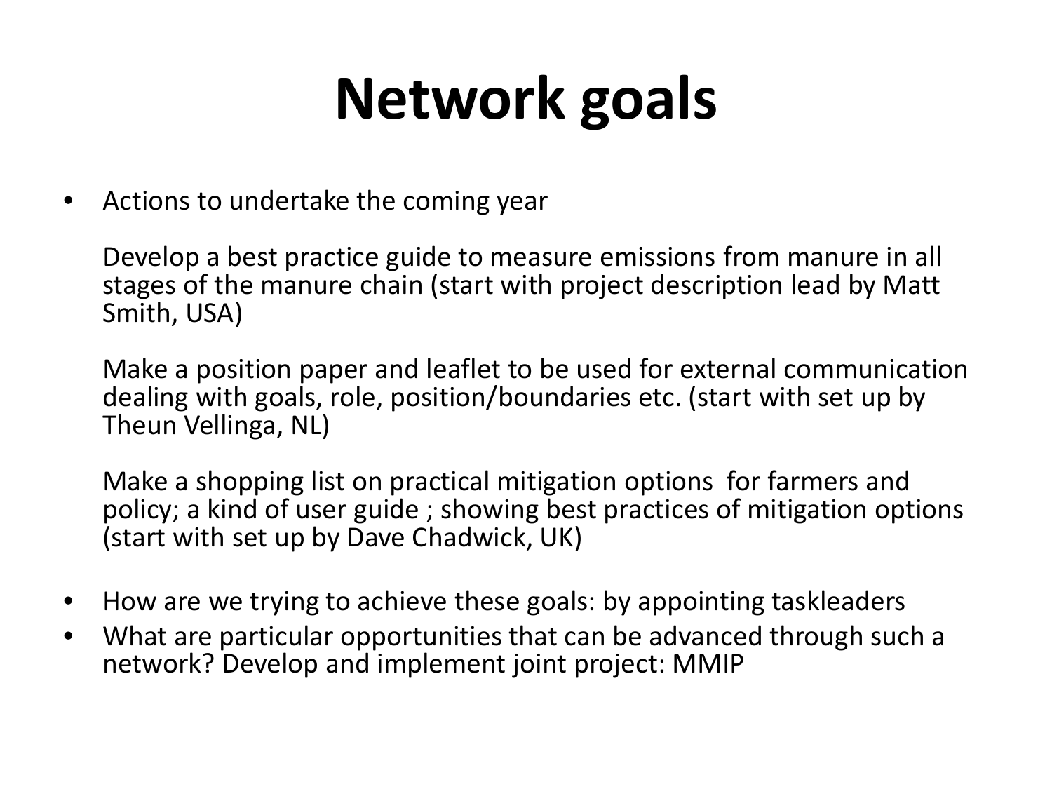# Network goals

- Actions to undertake the coming year

  Develop a best practice guide to measure emissions from manure in all stages of the manure chain (start with project description lead by Matt Smith, USA)

  Make a position paper and leaflet to be used for external communication dealing with goals, role, position/boundaries etc. (start with set up by Theun Vellinga, NL)

  Make a shopping list on practical mitigation options  for farmers and policy; a kind of user guide ; showing best practices of mitigation options (start with set up by Dave Chadwick, UK)

- How are we trying to achieve these goals: by appointing taskleaders
- What are particular opportunities that can be advanced through such a network? Develop and implement joint project: MMIP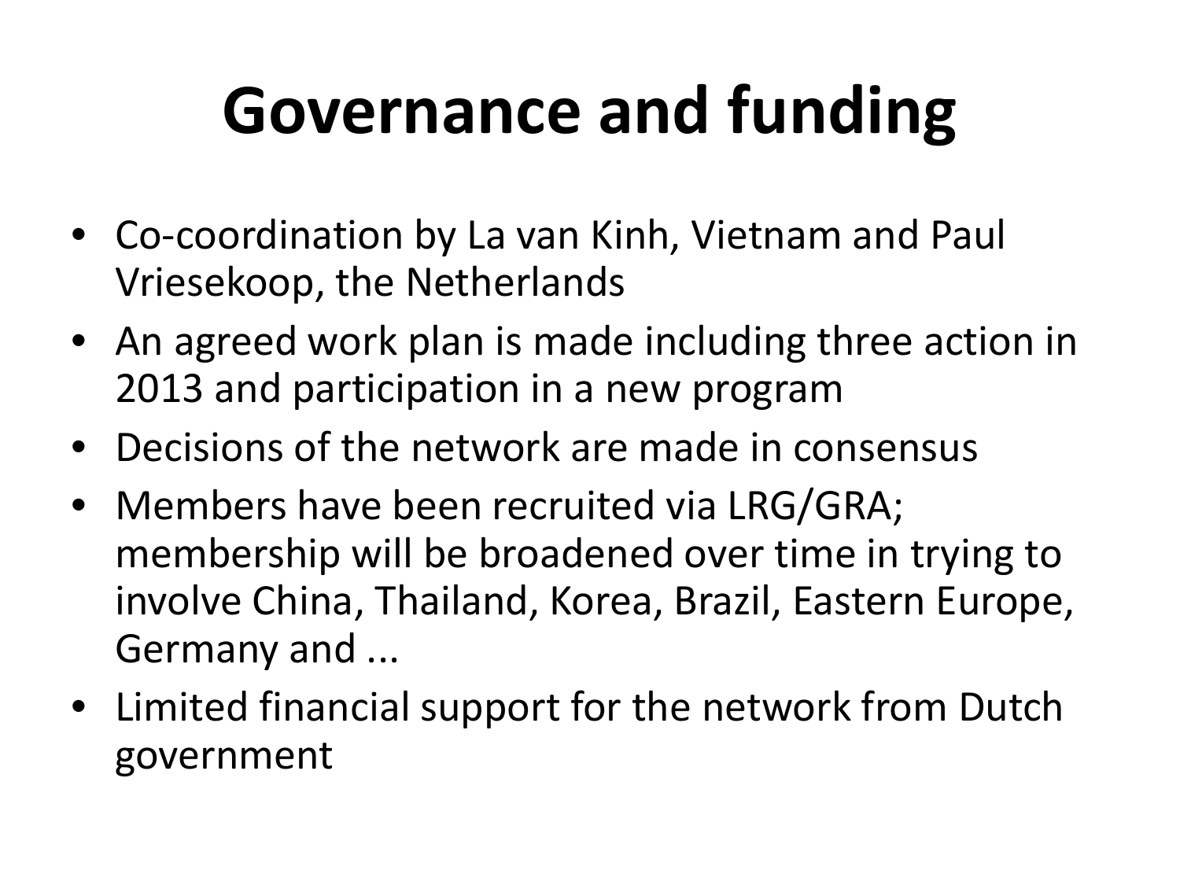# Governance and funding

- Co-coordination by La van Kinh, Vietnam and Paul Vriesekoop, the Netherlands
- An agreed work plan is made including three action in 2013 and participation in a new program
- Decisions of the network are made in consensus
- Members have been recruited via LRG/GRA; membership will be broadened over time in trying to involve China, Thailand, Korea, Brazil, Eastern Europe, Germany and ...
- Limited financial support for the network from Dutch government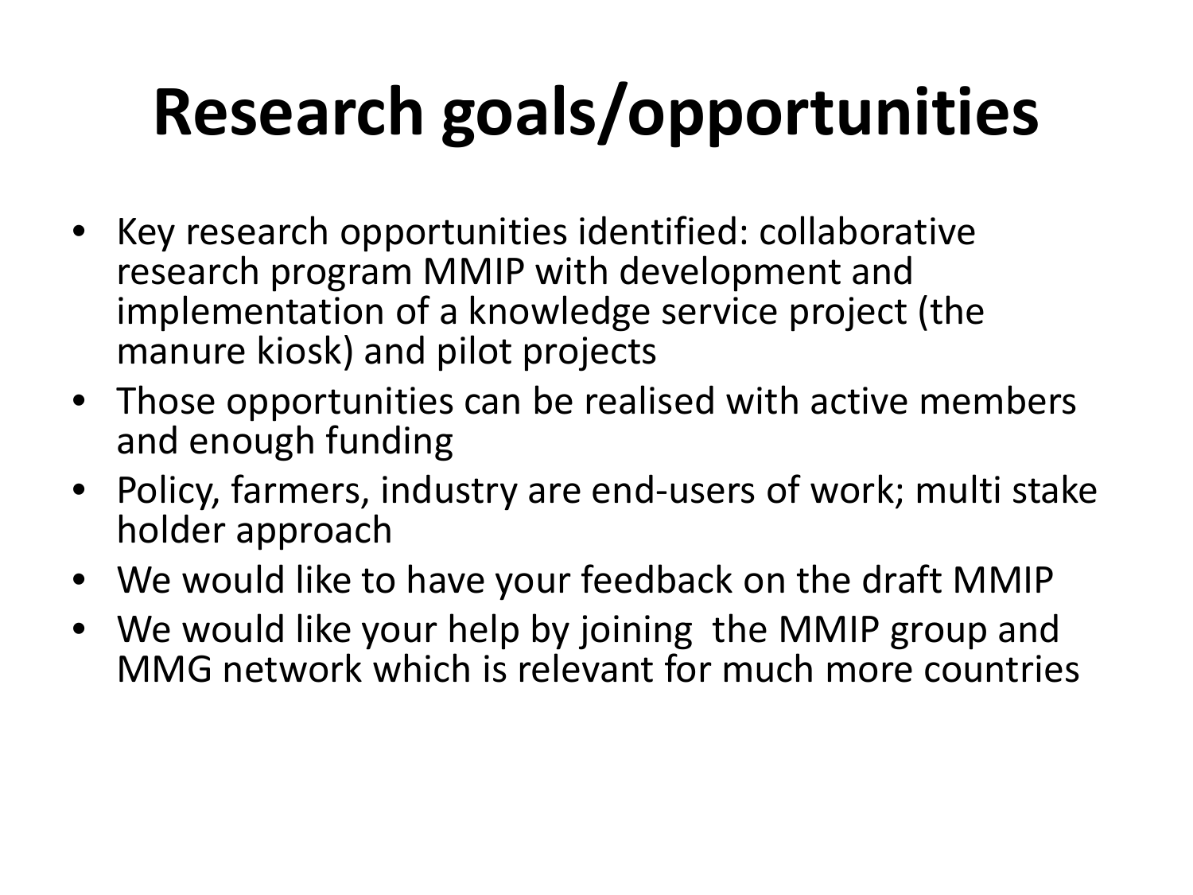# Research goals/opportunities

- Key research opportunities identified: collaborative research program MMIP with development and implementation of a knowledge service project (the manure kiosk) and pilot projects
- Those opportunities can be realised with active members and enough funding
- Policy, farmers, industry are end-users of work; multi stake holder approach
- We would like to have your feedback on the draft MMIP
- We would like your help by joining the MMIP group and MMG network which is relevant for much more countries